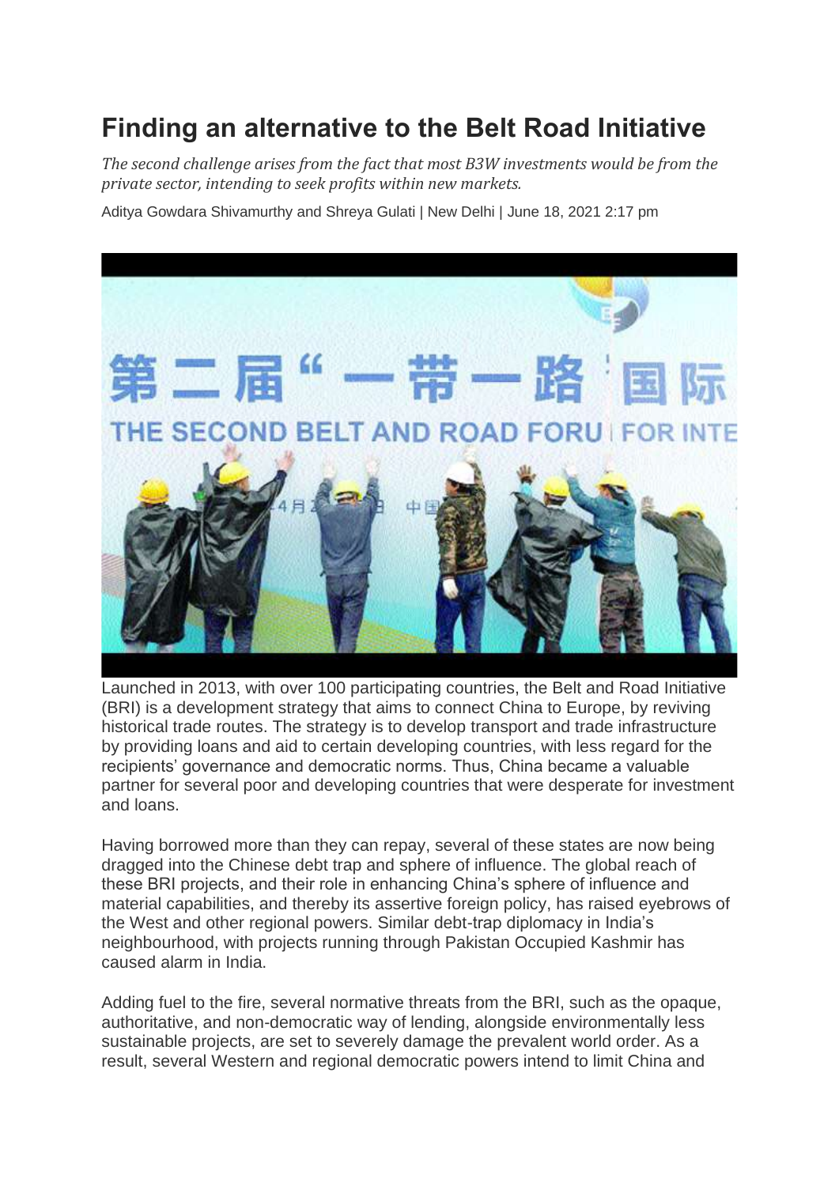# Finding an alternative to the Belt Road Initiative

*The second challenge arises from the fact that most B3W investments would be from the private sector, intending to seek profits within new markets.*

Aditya Gowdara Shivamurthy and Shreya Gulati | New Delhi | June 18, 2021 2:17 pm

Launched in 2013, with over 100 participating countries, the Belt and Road Initiative (BRI) is a development strategy that aims to connect China to Europe, by reviving historical trade routes. The strategy is to develop transport and trade infrastructure by providing loans and aid to certain developing countries, with less regard for the recipients' governance and democratic norms. Thus, China became a valuable partner for several poor and developing countries that were desperate for investment and loans.

Having borrowed more than they can repay, several of these states are now being dragged into the Chinese debt trap and sphere of influence. The global reach of these BRI projects, and their role in enhancing China's sphere of influence and material capabilities, and thereby its assertive foreign policy, has raised eyebrows of the West and other regional powers. Similar debt-trap diplomacy in India's neighbourhood, with projects running through Pakistan Occupied Kashmir has caused alarm in India.

Adding fuel to the fire, several normative threats from the BRI, such as the opaque, authoritative, and non-democratic way of lending, alongside environmentally less sustainable projects, are set to severely damage the prevalent world order. As a result, several Western and regional democratic powers intend to limit China and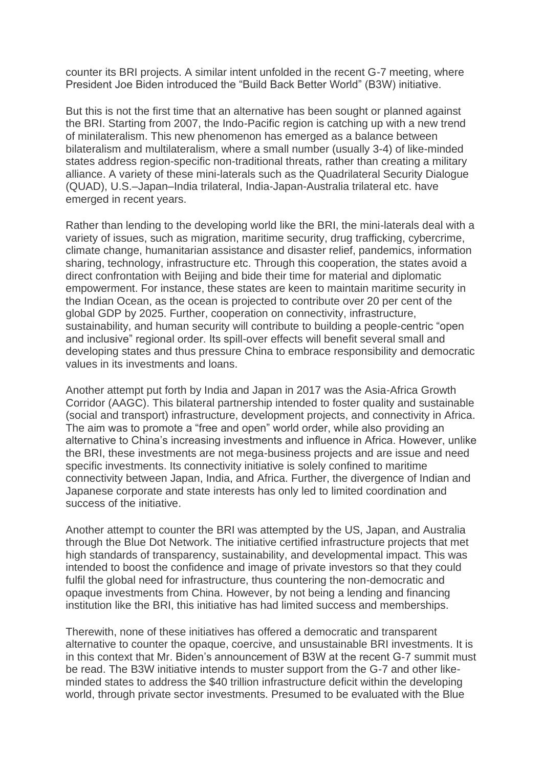counter its BRI projects. A similar intent unfolded in the recent G-7 meeting, where President Joe Biden introduced the "Build Back Better World" (B3W) initiative.

But this is not the first time that an alternative has been sought or planned against the BRI. Starting from 2007, the Indo-Pacific region is catching up with a new trend of minilateralism. This new phenomenon has emerged as a balance between bilateralism and multilateralism, where a small number (usually 3-4) of like-minded states address region-specific non-traditional threats, rather than creating a military alliance. A variety of these mini-laterals such as the Quadrilateral Security Dialogue (QUAD), U.S.–Japan–India trilateral, India-Japan-Australia trilateral etc. have emerged in recent years.

Rather than lending to the developing world like the BRI, the mini-laterals deal with a variety of issues, such as migration, maritime security, drug trafficking, cybercrime, climate change, humanitarian assistance and disaster relief, pandemics, information sharing, technology, infrastructure etc. Through this cooperation, the states avoid a direct confrontation with Beijing and bide their time for material and diplomatic empowerment. For instance, these states are keen to maintain maritime security in the Indian Ocean, as the ocean is projected to contribute over 20 per cent of the global GDP by 2025. Further, cooperation on connectivity, infrastructure, sustainability, and human security will contribute to building a people-centric "open and inclusive" regional order. Its spill-over effects will benefit several small and developing states and thus pressure China to embrace responsibility and democratic values in its investments and loans.

Another attempt put forth by India and Japan in 2017 was the Asia-Africa Growth Corridor (AAGC). This bilateral partnership intended to foster quality and sustainable (social and transport) infrastructure, development projects, and connectivity in Africa. The aim was to promote a "free and open" world order, while also providing an alternative to China's increasing investments and influence in Africa. However, unlike the BRI, these investments are not mega-business projects and are issue and need specific investments. Its connectivity initiative is solely confined to maritime connectivity between Japan, India, and Africa. Further, the divergence of Indian and Japanese corporate and state interests has only led to limited coordination and success of the initiative.

Another attempt to counter the BRI was attempted by the US, Japan, and Australia through the Blue Dot Network. The initiative certified infrastructure projects that met high standards of transparency, sustainability, and developmental impact. This was intended to boost the confidence and image of private investors so that they could fulfil the global need for infrastructure, thus countering the non-democratic and opaque investments from China. However, by not being a lending and financing institution like the BRI, this initiative has had limited success and memberships.

Therewith, none of these initiatives has offered a democratic and transparent alternative to counter the opaque, coercive, and unsustainable BRI investments. It is in this context that Mr. Biden's announcement of B3W at the recent G-7 summit must be read. The B3W initiative intends to muster support from the G-7 and other like-minded states to address the $40 trillion infrastructure deficit within the developing world, through private sector investments. Presumed to be evaluated with the Blue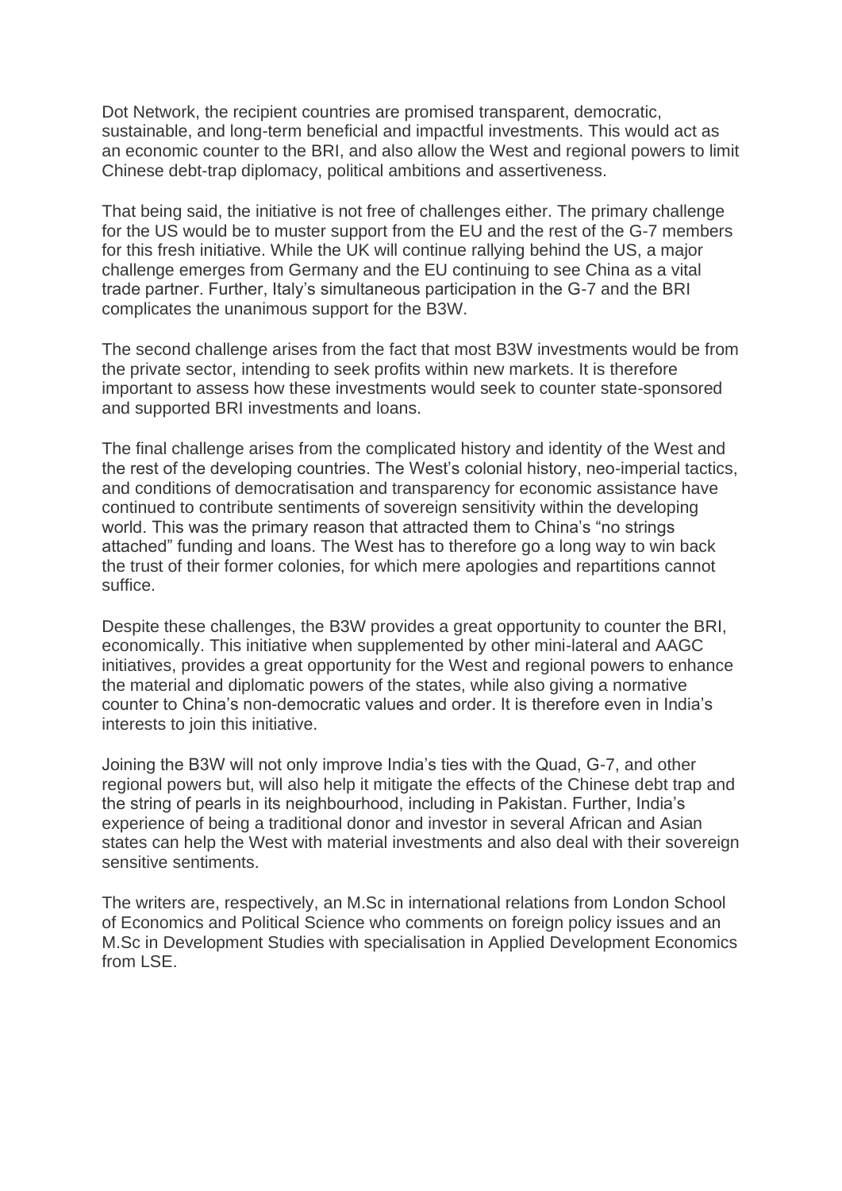Dot Network, the recipient countries are promised transparent, democratic, sustainable, and long-term beneficial and impactful investments. This would act as an economic counter to the BRI, and also allow the West and regional powers to limit Chinese debt-trap diplomacy, political ambitions and assertiveness.

That being said, the initiative is not free of challenges either. The primary challenge for the US would be to muster support from the EU and the rest of the G-7 members for this fresh initiative. While the UK will continue rallying behind the US, a major challenge emerges from Germany and the EU continuing to see China as a vital trade partner. Further, Italy's simultaneous participation in the G-7 and the BRI complicates the unanimous support for the B3W.

The second challenge arises from the fact that most B3W investments would be from the private sector, intending to seek profits within new markets. It is therefore important to assess how these investments would seek to counter state-sponsored and supported BRI investments and loans.

The final challenge arises from the complicated history and identity of the West and the rest of the developing countries. The West's colonial history, neo-imperial tactics, and conditions of democratisation and transparency for economic assistance have continued to contribute sentiments of sovereign sensitivity within the developing world. This was the primary reason that attracted them to China's "no strings attached" funding and loans. The West has to therefore go a long way to win back the trust of their former colonies, for which mere apologies and repartitions cannot suffice.

Despite these challenges, the B3W provides a great opportunity to counter the BRI, economically. This initiative when supplemented by other mini-lateral and AAGC initiatives, provides a great opportunity for the West and regional powers to enhance the material and diplomatic powers of the states, while also giving a normative counter to China's non-democratic values and order. It is therefore even in India's interests to join this initiative.

Joining the B3W will not only improve India's ties with the Quad, G-7, and other regional powers but, will also help it mitigate the effects of the Chinese debt trap and the string of pearls in its neighbourhood, including in Pakistan. Further, India's experience of being a traditional donor and investor in several African and Asian states can help the West with material investments and also deal with their sovereign sensitive sentiments.

The writers are, respectively, an M.Sc in international relations from London School of Economics and Political Science who comments on foreign policy issues and an M.Sc in Development Studies with specialisation in Applied Development Economics from LSE.